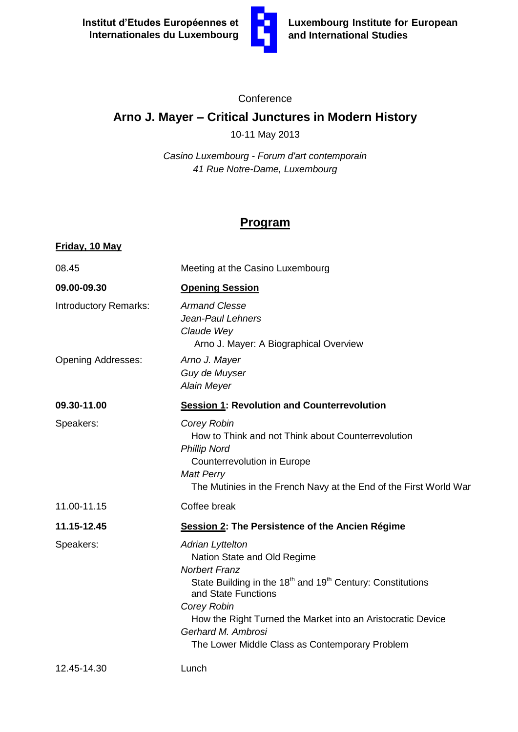**Institut d'Etudes Européennes et Internationales du Luxembourg**

**Luxembourg Institute for European and International Studies**

Conference

# Arno J. Mayer – Critical Junctures in Modern History

10-11 May 2013

*Casino Luxembourg - Forum d'art contemporain*
*41 Rue Notre-Dame, Luxembourg*

## Program

**Friday, 10 May**

08.45 — Meeting at the Casino Luxembourg

**09.00-09.30 — Opening Session**

Introductory Remarks:
- *Armand Clesse*
- *Jean-Paul Lehners*
- *Claude Wey*
  - Arno J. Mayer: A Biographical Overview

Opening Addresses:
- *Arno J. Mayer*
- *Guy de Muyser*
- *Alain Meyer*

**09.30-11.00 — Session 1: Revolution and Counterrevolution**

Speakers:
- *Corey Robin*
  - How to Think and not Think about Counterrevolution
- *Phillip Nord*
  - Counterrevolution in Europe
- *Matt Perry*
  - The Mutinies in the French Navy at the End of the First World War

11.00-11.15 — Coffee break

**11.15-12.45 — Session 2: The Persistence of the Ancien Régime**

Speakers:
- *Adrian Lyttelton*
  - Nation State and Old Regime
- *Norbert Franz*
  - State Building in the 18th and 19th Century: Constitutions and State Functions
- *Corey Robin*
  - How the Right Turned the Market into an Aristocratic Device
- *Gerhard M. Ambrosi*
  - The Lower Middle Class as Contemporary Problem

12.45-14.30 — Lunch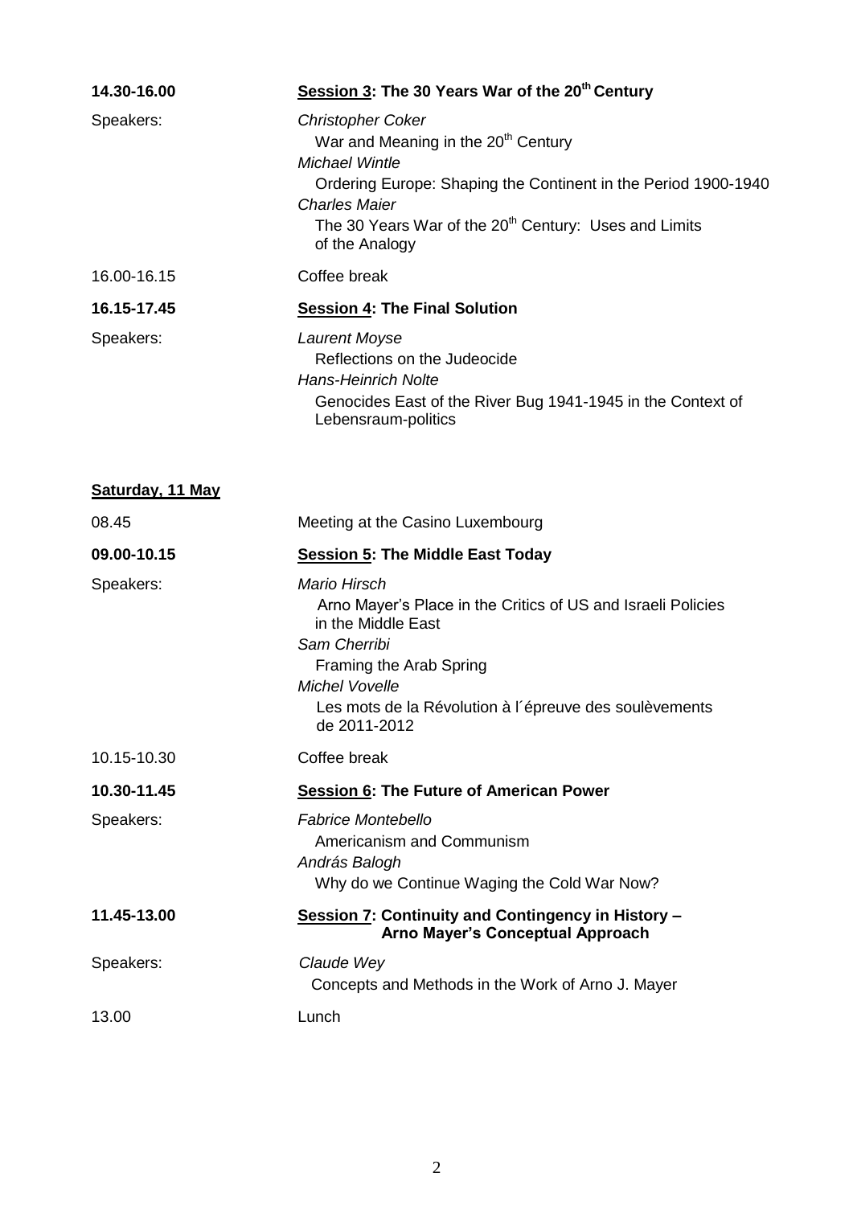| | |
|---|---|
| **14.30-16.00** | **Session 3: The 30 Years War of the 20th Century** |
| Speakers: | *Christopher Coker*<br>War and Meaning in the 20th Century<br>*Michael Wintle*<br>Ordering Europe: Shaping the Continent in the Period 1900-1940<br>*Charles Maier*<br>The 30 Years War of the 20th Century: Uses and Limits of the Analogy |
| 16.00-16.15 | Coffee break |
| **16.15-17.45** | **Session 4: The Final Solution** |
| Speakers: | *Laurent Moyse*<br>Reflections on the Judeocide<br>*Hans-Heinrich Nolte*<br>Genocides East of the River Bug 1941-1945 in the Context of Lebensraum-politics |

**Saturday, 11 May**

| | |
|---|---|
| 08.45 | Meeting at the Casino Luxembourg |
| **09.00-10.15** | **Session 5: The Middle East Today** |
| Speakers: | *Mario Hirsch*<br>Arno Mayer's Place in the Critics of US and Israeli Policies in the Middle East<br>*Sam Cherribi*<br>Framing the Arab Spring<br>*Michel Vovelle*<br>Les mots de la Révolution à l´épreuve des soulèvements de 2011-2012 |
| 10.15-10.30 | Coffee break |
| **10.30-11.45** | **Session 6: The Future of American Power** |
| Speakers: | *Fabrice Montebello*<br>Americanism and Communism<br>*András Balogh*<br>Why do we Continue Waging the Cold War Now? |
| **11.45-13.00** | **Session 7: Continuity and Contingency in History – Arno Mayer's Conceptual Approach** |
| Speakers: | *Claude Wey*<br>Concepts and Methods in the Work of Arno J. Mayer |
| 13.00 | Lunch |